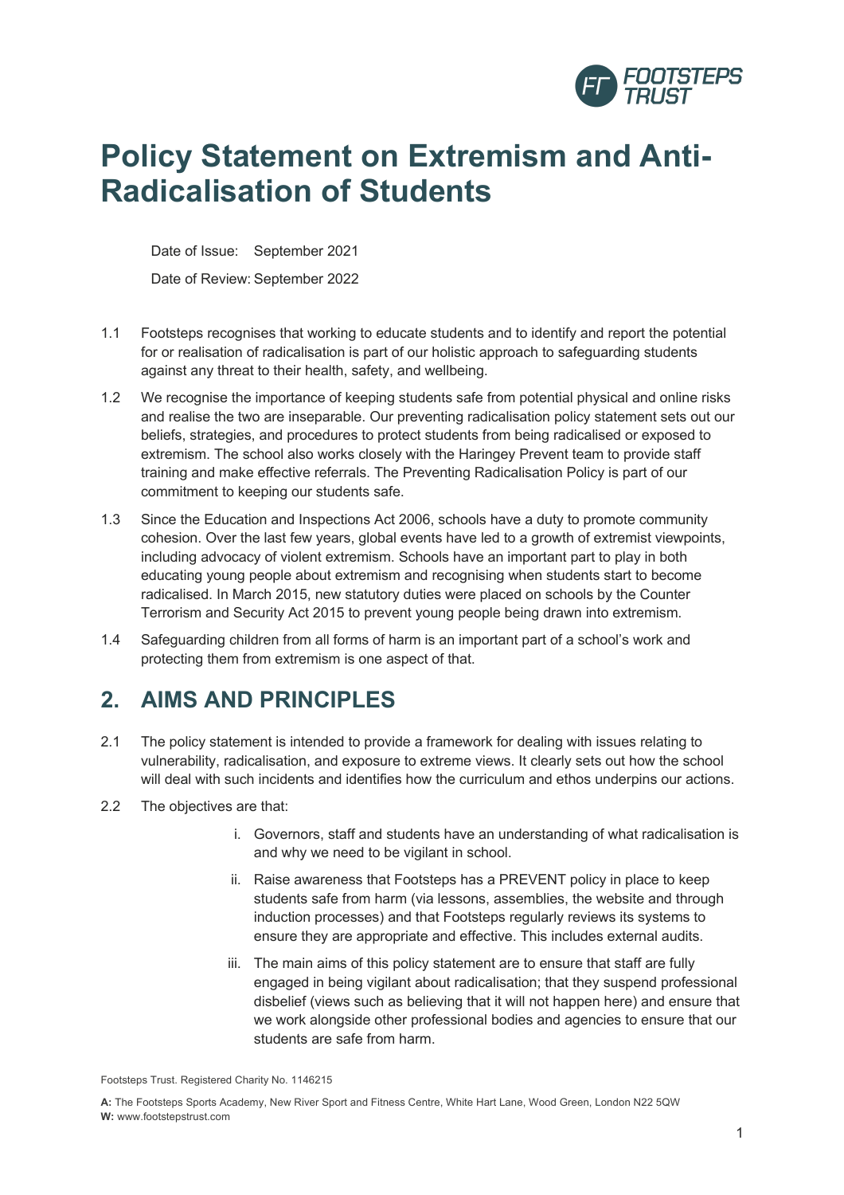# Policy Statement on Extremism and Anti-Radicalisation of Students

Date of Issue: September 2021

Date of Review: September 2022

1.1 Footsteps recognises that working to educate students and to identify and report the potential for or realisation of radicalisation is part of our holistic approach to safeguarding students against any threat to their health, safety, and wellbeing.

1.2 We recognise the importance of keeping students safe from potential physical and online risks and realise the two are inseparable. Our preventing radicalisation policy statement sets out our beliefs, strategies, and procedures to protect students from being radicalised or exposed to extremism. The school also works closely with the Haringey Prevent team to provide staff training and make effective referrals. The Preventing Radicalisation Policy is part of our commitment to keeping our students safe.

1.3 Since the Education and Inspections Act 2006, schools have a duty to promote community cohesion. Over the last few years, global events have led to a growth of extremist viewpoints, including advocacy of violent extremism. Schools have an important part to play in both educating young people about extremism and recognising when students start to become radicalised. In March 2015, new statutory duties were placed on schools by the Counter Terrorism and Security Act 2015 to prevent young people being drawn into extremism.

1.4 Safeguarding children from all forms of harm is an important part of a school's work and protecting them from extremism is one aspect of that.

## 2. AIMS AND PRINCIPLES

2.1 The policy statement is intended to provide a framework for dealing with issues relating to vulnerability, radicalisation, and exposure to extreme views. It clearly sets out how the school will deal with such incidents and identifies how the curriculum and ethos underpins our actions.

2.2 The objectives are that:

i. Governors, staff and students have an understanding of what radicalisation is and why we need to be vigilant in school.

ii. Raise awareness that Footsteps has a PREVENT policy in place to keep students safe from harm (via lessons, assemblies, the website and through induction processes) and that Footsteps regularly reviews its systems to ensure they are appropriate and effective. This includes external audits.

iii. The main aims of this policy statement are to ensure that staff are fully engaged in being vigilant about radicalisation; that they suspend professional disbelief (views such as believing that it will not happen here) and ensure that we work alongside other professional bodies and agencies to ensure that our students are safe from harm.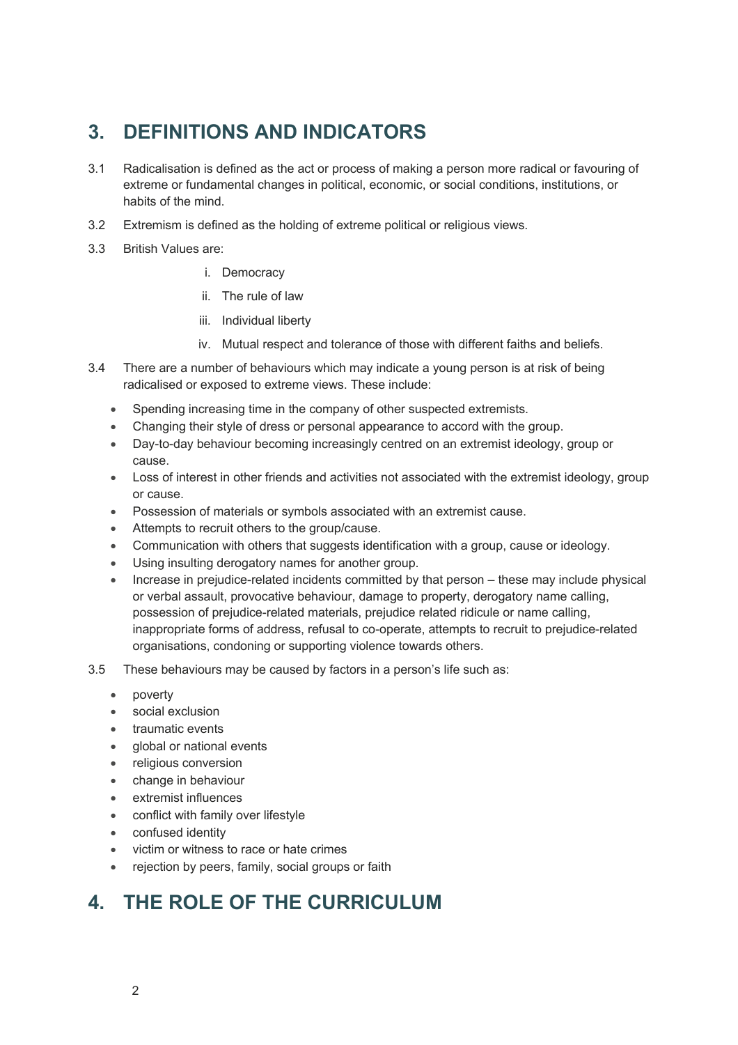## 3. DEFINITIONS AND INDICATORS

3.1 Radicalisation is defined as the act or process of making a person more radical or favouring of extreme or fundamental changes in political, economic, or social conditions, institutions, or habits of the mind.

3.2 Extremism is defined as the holding of extreme political or religious views.

3.3 British Values are:

i. Democracy
ii. The rule of law
iii. Individual liberty
iv. Mutual respect and tolerance of those with different faiths and beliefs.

3.4 There are a number of behaviours which may indicate a young person is at risk of being radicalised or exposed to extreme views. These include:

- Spending increasing time in the company of other suspected extremists.
- Changing their style of dress or personal appearance to accord with the group.
- Day-to-day behaviour becoming increasingly centred on an extremist ideology, group or cause.
- Loss of interest in other friends and activities not associated with the extremist ideology, group or cause.
- Possession of materials or symbols associated with an extremist cause.
- Attempts to recruit others to the group/cause.
- Communication with others that suggests identification with a group, cause or ideology.
- Using insulting derogatory names for another group.
- Increase in prejudice-related incidents committed by that person – these may include physical or verbal assault, provocative behaviour, damage to property, derogatory name calling, possession of prejudice-related materials, prejudice related ridicule or name calling, inappropriate forms of address, refusal to co-operate, attempts to recruit to prejudice-related organisations, condoning or supporting violence towards others.

3.5 These behaviours may be caused by factors in a person's life such as:

- poverty
- social exclusion
- traumatic events
- global or national events
- religious conversion
- change in behaviour
- extremist influences
- conflict with family over lifestyle
- confused identity
- victim or witness to race or hate crimes
- rejection by peers, family, social groups or faith

## 4. THE ROLE OF THE CURRICULUM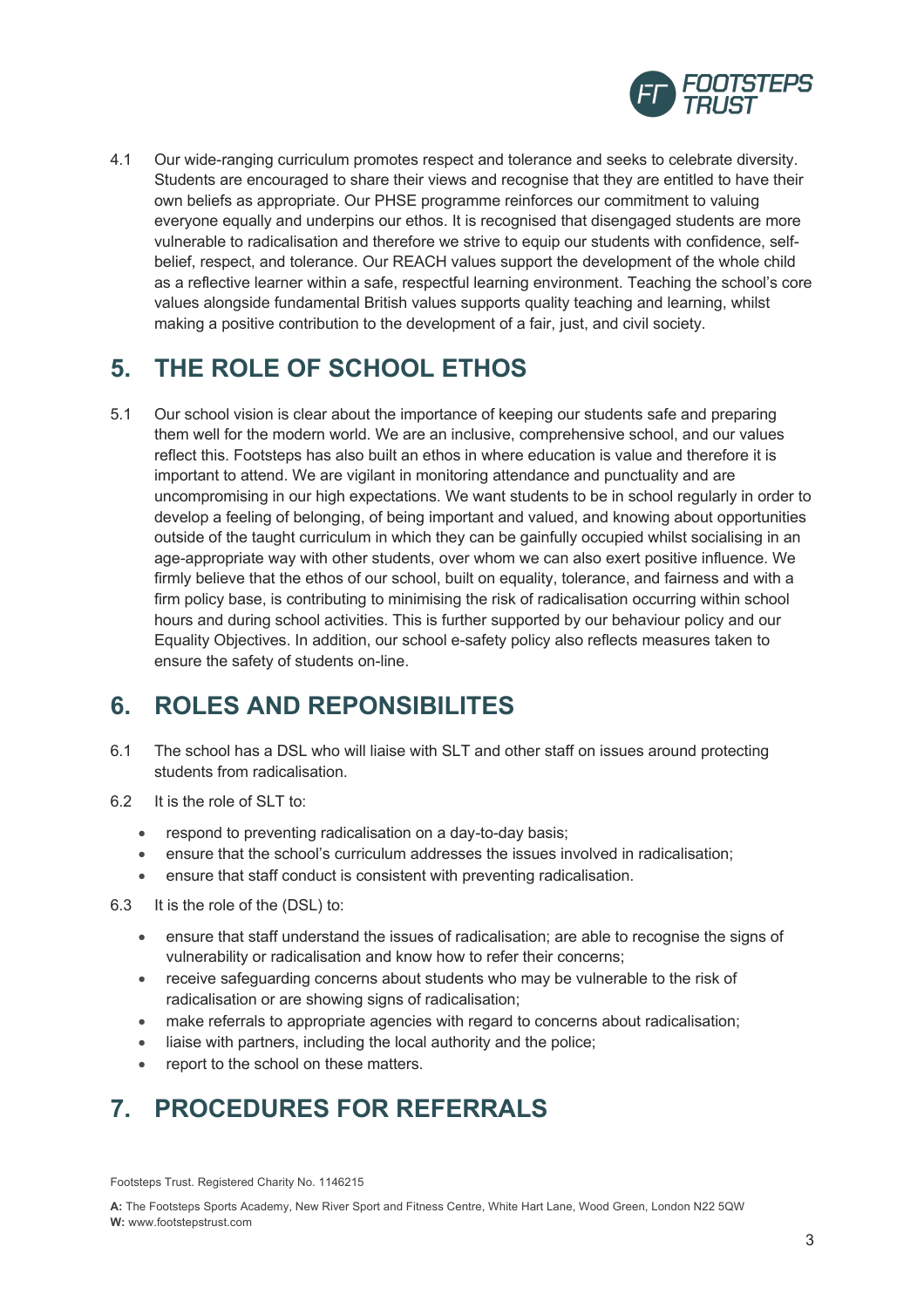4.1 Our wide-ranging curriculum promotes respect and tolerance and seeks to celebrate diversity. Students are encouraged to share their views and recognise that they are entitled to have their own beliefs as appropriate. Our PHSE programme reinforces our commitment to valuing everyone equally and underpins our ethos. It is recognised that disengaged students are more vulnerable to radicalisation and therefore we strive to equip our students with confidence, self-belief, respect, and tolerance. Our REACH values support the development of the whole child as a reflective learner within a safe, respectful learning environment. Teaching the school's core values alongside fundamental British values supports quality teaching and learning, whilst making a positive contribution to the development of a fair, just, and civil society.

## 5. THE ROLE OF SCHOOL ETHOS

5.1 Our school vision is clear about the importance of keeping our students safe and preparing them well for the modern world. We are an inclusive, comprehensive school, and our values reflect this. Footsteps has also built an ethos in where education is value and therefore it is important to attend. We are vigilant in monitoring attendance and punctuality and are uncompromising in our high expectations. We want students to be in school regularly in order to develop a feeling of belonging, of being important and valued, and knowing about opportunities outside of the taught curriculum in which they can be gainfully occupied whilst socialising in an age-appropriate way with other students, over whom we can also exert positive influence. We firmly believe that the ethos of our school, built on equality, tolerance, and fairness and with a firm policy base, is contributing to minimising the risk of radicalisation occurring within school hours and during school activities. This is further supported by our behaviour policy and our Equality Objectives. In addition, our school e-safety policy also reflects measures taken to ensure the safety of students on-line.

## 6. ROLES AND REPONSIBILITES

6.1 The school has a DSL who will liaise with SLT and other staff on issues around protecting students from radicalisation.

6.2 It is the role of SLT to:

- respond to preventing radicalisation on a day-to-day basis;
- ensure that the school's curriculum addresses the issues involved in radicalisation;
- ensure that staff conduct is consistent with preventing radicalisation.

6.3 It is the role of the (DSL) to:

- ensure that staff understand the issues of radicalisation; are able to recognise the signs of vulnerability or radicalisation and know how to refer their concerns;
- receive safeguarding concerns about students who may be vulnerable to the risk of radicalisation or are showing signs of radicalisation;
- make referrals to appropriate agencies with regard to concerns about radicalisation;
- liaise with partners, including the local authority and the police;
- report to the school on these matters.

## 7. PROCEDURES FOR REFERRALS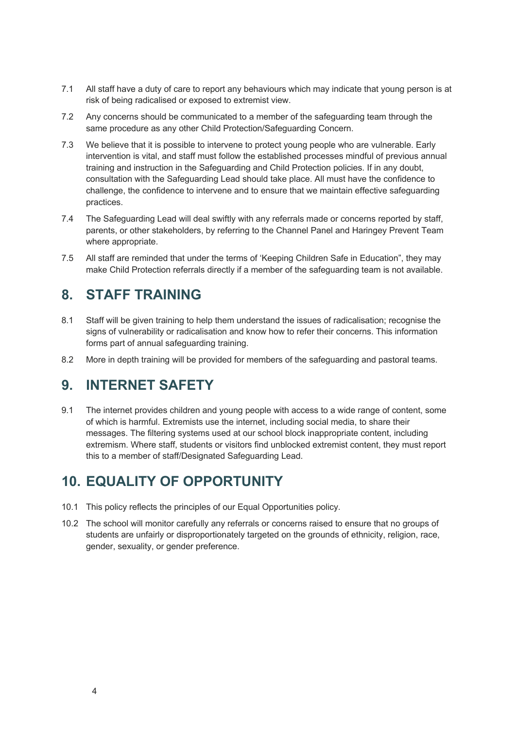7.1 All staff have a duty of care to report any behaviours which may indicate that young person is at risk of being radicalised or exposed to extremist view.

7.2 Any concerns should be communicated to a member of the safeguarding team through the same procedure as any other Child Protection/Safeguarding Concern.

7.3 We believe that it is possible to intervene to protect young people who are vulnerable. Early intervention is vital, and staff must follow the established processes mindful of previous annual training and instruction in the Safeguarding and Child Protection policies. If in any doubt, consultation with the Safeguarding Lead should take place. All must have the confidence to challenge, the confidence to intervene and to ensure that we maintain effective safeguarding practices.

7.4 The Safeguarding Lead will deal swiftly with any referrals made or concerns reported by staff, parents, or other stakeholders, by referring to the Channel Panel and Haringey Prevent Team where appropriate.

7.5 All staff are reminded that under the terms of 'Keeping Children Safe in Education", they may make Child Protection referrals directly if a member of the safeguarding team is not available.

## 8. STAFF TRAINING

8.1 Staff will be given training to help them understand the issues of radicalisation; recognise the signs of vulnerability or radicalisation and know how to refer their concerns. This information forms part of annual safeguarding training.

8.2 More in depth training will be provided for members of the safeguarding and pastoral teams.

## 9. INTERNET SAFETY

9.1 The internet provides children and young people with access to a wide range of content, some of which is harmful. Extremists use the internet, including social media, to share their messages. The filtering systems used at our school block inappropriate content, including extremism. Where staff, students or visitors find unblocked extremist content, they must report this to a member of staff/Designated Safeguarding Lead.

## 10. EQUALITY OF OPPORTUNITY

10.1 This policy reflects the principles of our Equal Opportunities policy.

10.2 The school will monitor carefully any referrals or concerns raised to ensure that no groups of students are unfairly or disproportionately targeted on the grounds of ethnicity, religion, race, gender, sexuality, or gender preference.